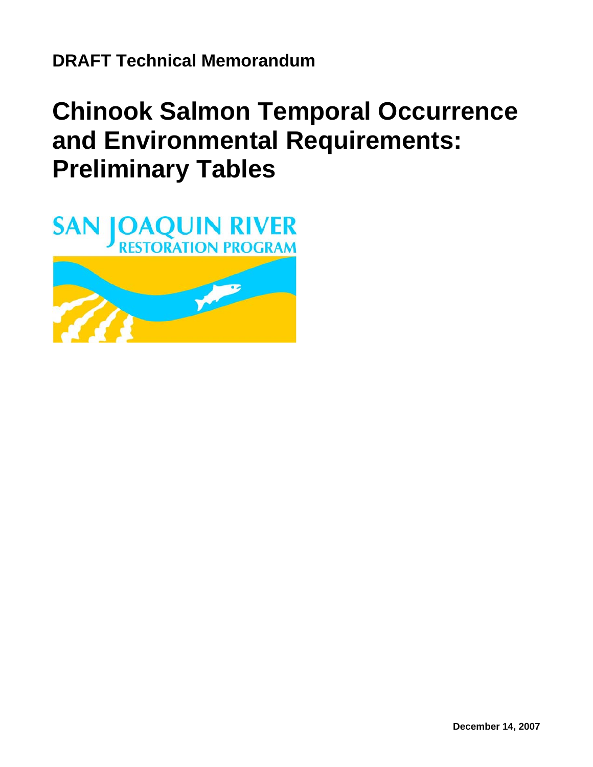**DRAFT Technical Memorandum**

# Chinook Salmon Temporal Occurrence and Environmental Requirements: Preliminary Tables

SAN JOAQUIN RIVER RESTORATION PROGRAM

**December 14, 2007**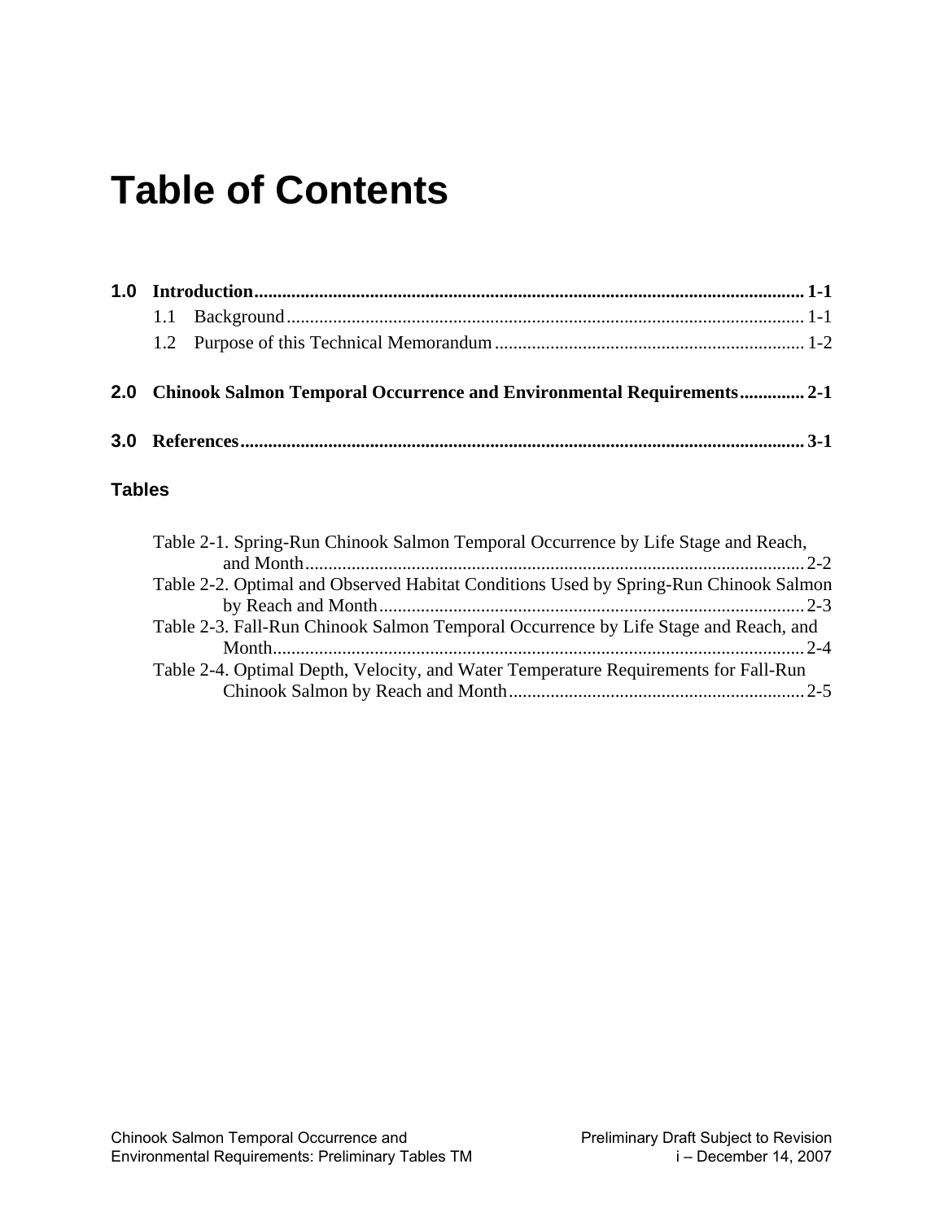# Table of Contents

**1.0 Introduction** ........................................................................................................................ **1-1**

1.1 Background ................................................................................................................ 1-1

1.2 Purpose of this Technical Memorandum ................................................................... 1-2

**2.0 Chinook Salmon Temporal Occurrence and Environmental Requirements** .............. **2-1**

**3.0 References** ........................................................................................................................ **3-1**

## Tables

Table 2-1. Spring-Run Chinook Salmon Temporal Occurrence by Life Stage and Reach, and Month ........................................................................................................ 2-2

Table 2-2. Optimal and Observed Habitat Conditions Used by Spring-Run Chinook Salmon by Reach and Month ........................................................................................ 2-3

Table 2-3. Fall-Run Chinook Salmon Temporal Occurrence by Life Stage and Reach, and Month ................................................................................................................ 2-4

Table 2-4. Optimal Depth, Velocity, and Water Temperature Requirements for Fall-Run Chinook Salmon by Reach and Month .............................................................. 2-5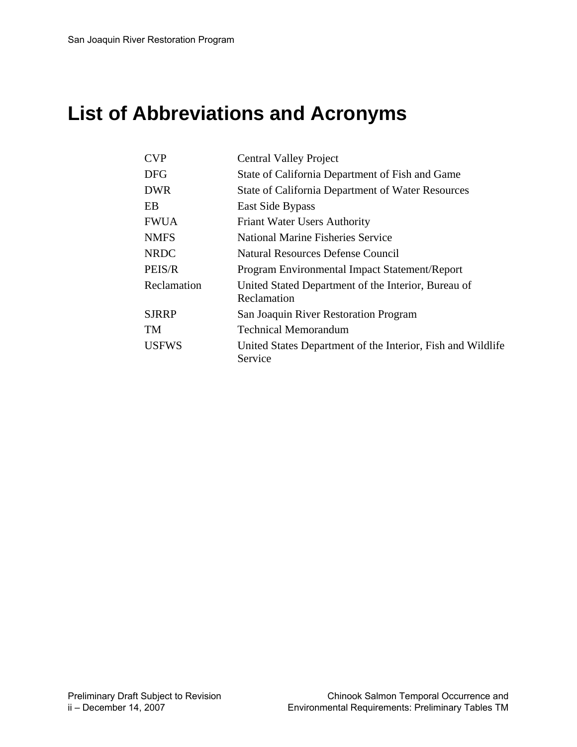# List of Abbreviations and Acronyms

| | |
|---|---|
| CVP | Central Valley Project |
| DFG | State of California Department of Fish and Game |
| DWR | State of California Department of Water Resources |
| EB | East Side Bypass |
| FWUA | Friant Water Users Authority |
| NMFS | National Marine Fisheries Service |
| NRDC | Natural Resources Defense Council |
| PEIS/R | Program Environmental Impact Statement/Report |
| Reclamation | United Stated Department of the Interior, Bureau of Reclamation |
| SJRRP | San Joaquin River Restoration Program |
| TM | Technical Memorandum |
| USFWS | United States Department of the Interior, Fish and Wildlife Service |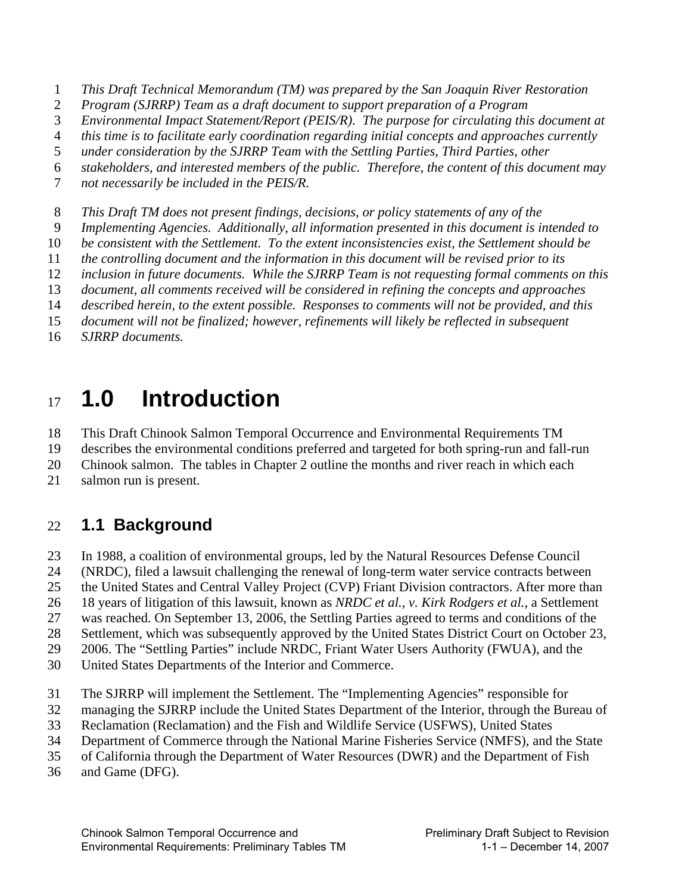*This Draft Technical Memorandum (TM) was prepared by the San Joaquin River Restoration Program (SJRRP) Team as a draft document to support preparation of a Program Environmental Impact Statement/Report (PEIS/R). The purpose for circulating this document at this time is to facilitate early coordination regarding initial concepts and approaches currently under consideration by the SJRRP Team with the Settling Parties, Third Parties, other stakeholders, and interested members of the public. Therefore, the content of this document may not necessarily be included in the PEIS/R.*

*This Draft TM does not present findings, decisions, or policy statements of any of the Implementing Agencies. Additionally, all information presented in this document is intended to be consistent with the Settlement. To the extent inconsistencies exist, the Settlement should be the controlling document and the information in this document will be revised prior to its inclusion in future documents. While the SJRRP Team is not requesting formal comments on this document, all comments received will be considered in refining the concepts and approaches described herein, to the extent possible. Responses to comments will not be provided, and this document will not be finalized; however, refinements will likely be reflected in subsequent SJRRP documents.*

# 1.0 Introduction

This Draft Chinook Salmon Temporal Occurrence and Environmental Requirements TM describes the environmental conditions preferred and targeted for both spring-run and fall-run Chinook salmon. The tables in Chapter 2 outline the months and river reach in which each salmon run is present.

## 1.1 Background

In 1988, a coalition of environmental groups, led by the Natural Resources Defense Council (NRDC), filed a lawsuit challenging the renewal of long-term water service contracts between the United States and Central Valley Project (CVP) Friant Division contractors. After more than 18 years of litigation of this lawsuit, known as *NRDC et al., v. Kirk Rodgers et al.*, a Settlement was reached. On September 13, 2006, the Settling Parties agreed to terms and conditions of the Settlement, which was subsequently approved by the United States District Court on October 23, 2006. The "Settling Parties" include NRDC, Friant Water Users Authority (FWUA), and the United States Departments of the Interior and Commerce.

The SJRRP will implement the Settlement. The "Implementing Agencies" responsible for managing the SJRRP include the United States Department of the Interior, through the Bureau of Reclamation (Reclamation) and the Fish and Wildlife Service (USFWS), United States Department of Commerce through the National Marine Fisheries Service (NMFS), and the State of California through the Department of Water Resources (DWR) and the Department of Fish and Game (DFG).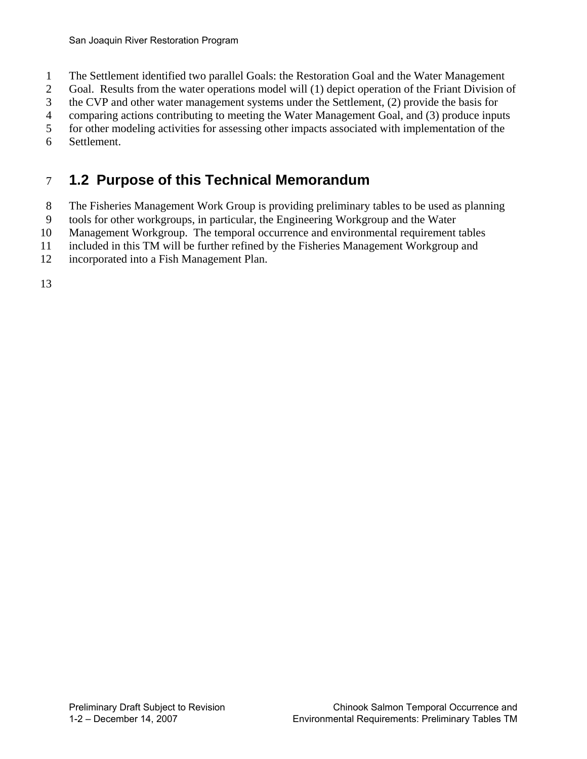The Settlement identified two parallel Goals: the Restoration Goal and the Water Management Goal. Results from the water operations model will (1) depict operation of the Friant Division of the CVP and other water management systems under the Settlement, (2) provide the basis for comparing actions contributing to meeting the Water Management Goal, and (3) produce inputs for other modeling activities for assessing other impacts associated with implementation of the Settlement.

## 1.2 Purpose of this Technical Memorandum

The Fisheries Management Work Group is providing preliminary tables to be used as planning tools for other workgroups, in particular, the Engineering Workgroup and the Water Management Workgroup. The temporal occurrence and environmental requirement tables included in this TM will be further refined by the Fisheries Management Workgroup and incorporated into a Fish Management Plan.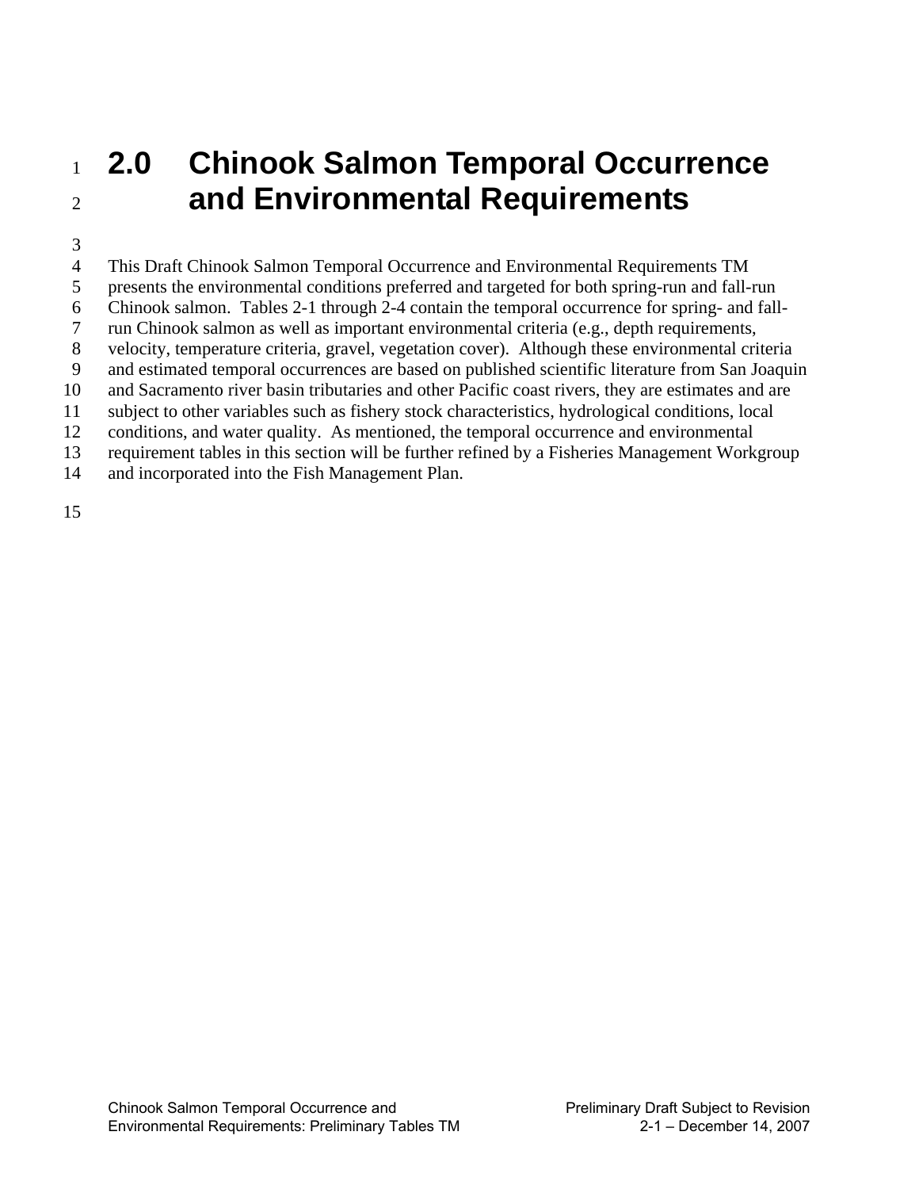# 2.0 Chinook Salmon Temporal Occurrence and Environmental Requirements

This Draft Chinook Salmon Temporal Occurrence and Environmental Requirements TM presents the environmental conditions preferred and targeted for both spring-run and fall-run Chinook salmon. Tables 2-1 through 2-4 contain the temporal occurrence for spring- and fall-run Chinook salmon as well as important environmental criteria (e.g., depth requirements, velocity, temperature criteria, gravel, vegetation cover). Although these environmental criteria and estimated temporal occurrences are based on published scientific literature from San Joaquin and Sacramento river basin tributaries and other Pacific coast rivers, they are estimates and are subject to other variables such as fishery stock characteristics, hydrological conditions, local conditions, and water quality. As mentioned, the temporal occurrence and environmental requirement tables in this section will be further refined by a Fisheries Management Workgroup and incorporated into the Fish Management Plan.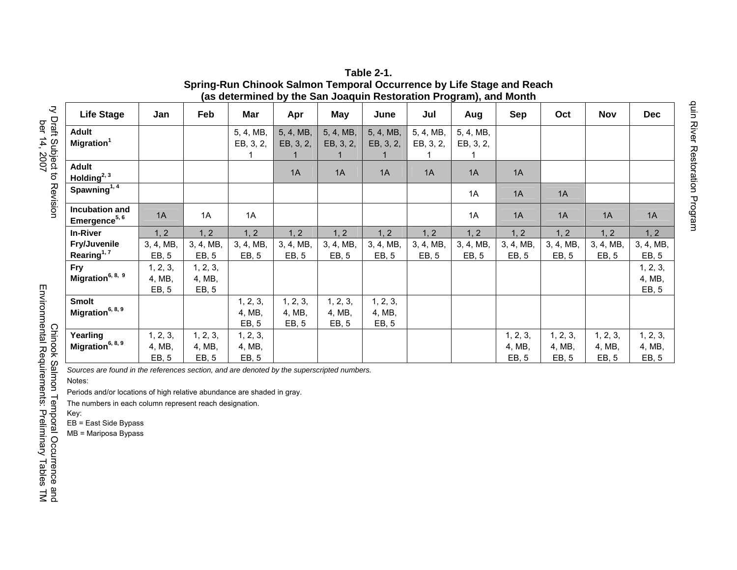**Table 2-1.**
**Spring-Run Chinook Salmon Temporal Occurrence by Life Stage and Reach (as determined by the San Joaquin Restoration Program), and Month**

| Life Stage | Jan | Feb | Mar | Apr | May | June | Jul | Aug | Sep | Oct | Nov | Dec |
|---|---|---|---|---|---|---|---|---|---|---|---|---|
| **Adult Migration**[1] | | | 5, 4, MB, EB, 3, 2, 1 | 5, 4, MB, EB, 3, 2, 1 | 5, 4, MB, EB, 3, 2, 1 | 5, 4, MB, EB, 3, 2, 1 | 5, 4, MB, EB, 3, 2, 1 | 5, 4, MB, EB, 3, 2, 1 | | | | |
| **Adult Holding**[2, 3] | | | | 1A | 1A | 1A | 1A | 1A | 1A | | | |
| **Spawning**[1, 4] | | | | | | | | 1A | 1A | 1A | | |
| **Incubation and Emergence**[5, 6] | 1A | 1A | 1A | | | | | 1A | 1A | 1A | 1A | 1A |
| **In-River Fry/Juvenile Rearing**[1, 7] | 1, 2 | 1, 2 | 1, 2 | 1, 2 | 1, 2 | 1, 2 | 1, 2 | 1, 2 | 1, 2 | 1, 2 | 1, 2 | 1, 2 |
| | 3, 4, MB, EB, 5 | 3, 4, MB, EB, 5 | 3, 4, MB, EB, 5 | 3, 4, MB, EB, 5 | 3, 4, MB, EB, 5 | 3, 4, MB, EB, 5 | 3, 4, MB, EB, 5 | 3, 4, MB, EB, 5 | 3, 4, MB, EB, 5 | 3, 4, MB, EB, 5 | 3, 4, MB, EB, 5 | 3, 4, MB, EB, 5 |
| **Fry Migration**[6, 8, 9] | 1, 2, 3, 4, MB, EB, 5 | 1, 2, 3, 4, MB, EB, 5 | | | | | | | | | | 1, 2, 3, 4, MB, EB, 5 |
| **Smolt Migration**[6, 8, 9] | | | 1, 2, 3, 4, MB, EB, 5 | 1, 2, 3, 4, MB, EB, 5 | 1, 2, 3, 4, MB, EB, 5 | 1, 2, 3, 4, MB, EB, 5 | | | | | | |
| **Yearling Migration**[6, 8, 9] | 1, 2, 3, 4, MB, EB, 5 | 1, 2, 3, 4, MB, EB, 5 | 1, 2, 3, 4, MB, EB, 5 | | | | | | 1, 2, 3, 4, MB, EB, 5 | 1, 2, 3, 4, MB, EB, 5 | 1, 2, 3, 4, MB, EB, 5 | 1, 2, 3, 4, MB, EB, 5 |

*Sources are found in the references section, and are denoted by the superscripted numbers.*

Notes:

Periods and/or locations of high relative abundance are shaded in gray.

The numbers in each column represent reach designation.

Key:

EB = East Side Bypass

MB = Mariposa Bypass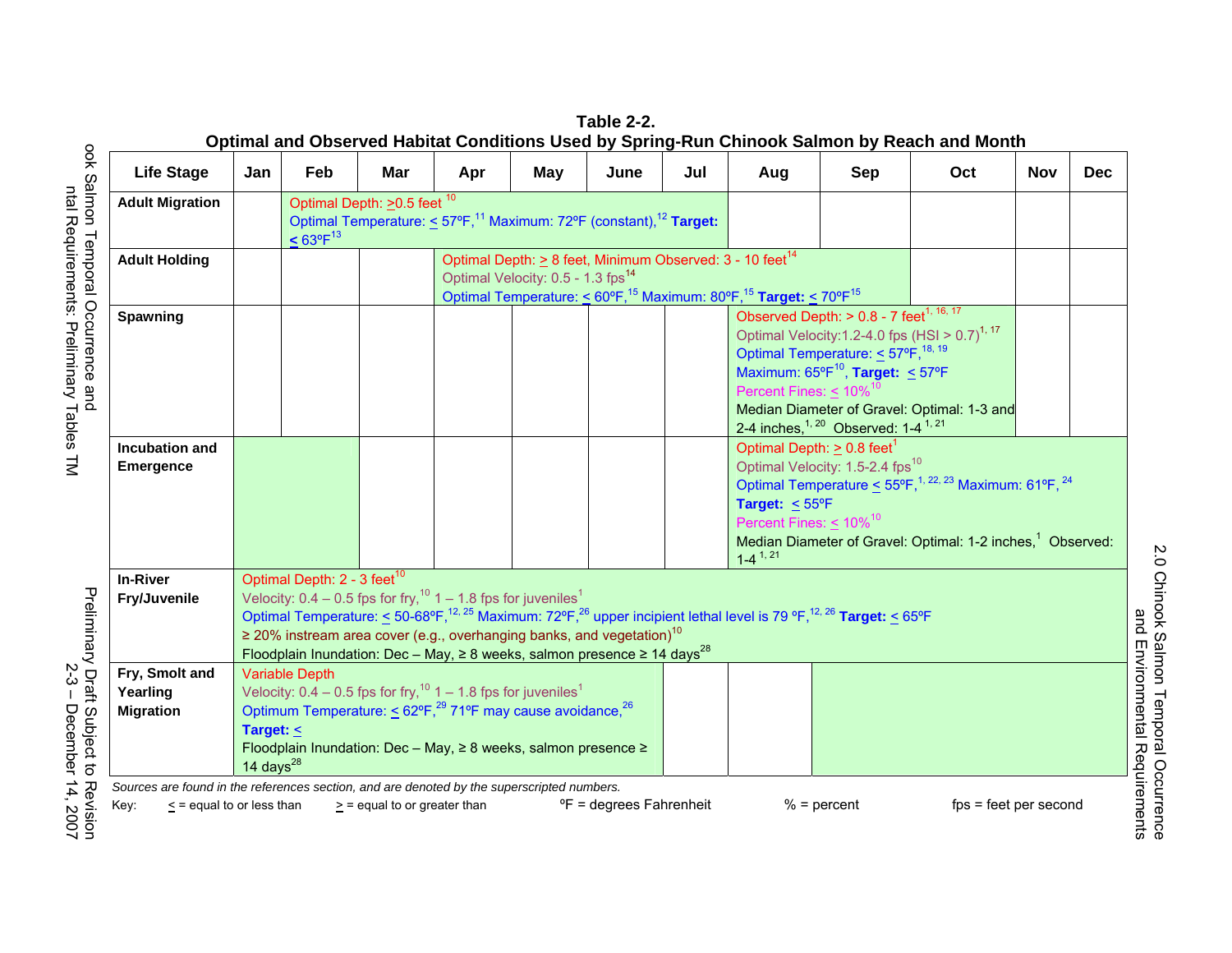**Table 2-2.**
**Optimal and Observed Habitat Conditions Used by Spring-Run Chinook Salmon by Reach and Month**

| Life Stage | Jan | Feb | Mar | Apr | May | June | Jul | Aug | Sep | Oct | Nov | Dec |
|---|---|---|---|---|---|---|---|---|---|---|---|---|
| **Adult Migration** | | Optimal Depth: ≥0.5 feet [10] Optimal Temperature: ≤ 57ºF,[11] Maximum: 72ºF (constant),[12] **Target:** ≤ 63ºF[13] | | | | | | | | | | |
| **Adult Holding** | | | | Optimal Depth: ≥ 8 feet, Minimum Observed: 3 - 10 feet[14] Optimal Velocity: 0.5 - 1.3 fps[14] Optimal Temperature: ≤ 60ºF,[15] Maximum: 80ºF,[15] **Target:** ≤ 70ºF[15] | | | | | | | | |
| **Spawning** | | | | | | | | Observed Depth: > 0.8 - 7 feet[1, 16, 17] Optimal Velocity:1.2-4.0 fps (HSI > 0.7)[1, 17] Optimal Temperature: ≤ 57ºF,[18, 19] Maximum: 65ºF[10], **Target:** ≤ 57ºF Percent Fines: ≤ 10%[10] Median Diameter of Gravel: Optimal: 1-3 and 2-4 inches,[1, 20] Observed: 1-4 [1, 21] | | | | |
| **Incubation and Emergence** | | | | | | | | Optimal Depth: ≥ 0.8 feet[1] Optimal Velocity: 1.5-2.4 fps[10] Optimal Temperature ≤ 55ºF,[1, 22, 23] Maximum: 61ºF,[24] **Target:** ≤ 55ºF Percent Fines: ≤ 10%[10] Median Diameter of Gravel: Optimal: 1-2 inches,[1] Observed: 1-4 [1, 21] | | | | |
| **In-River Fry/Juvenile** | Optimal Depth: 2 - 3 feet[10] Velocity: 0.4 – 0.5 fps for fry,[10] 1 – 1.8 fps for juveniles[1] Optimal Temperature: ≤ 50-68ºF,[12, 25] Maximum: 72ºF,[26] upper incipient lethal level is 79 ºF,[12, 26] **Target:** ≤ 65ºF ≥ 20% instream area cover (e.g., overhanging banks, and vegetation)[10] Floodplain Inundation: Dec – May, ≥ 8 weeks, salmon presence ≥ 14 days[28] | | | | | | | | | | | |
| **Fry, Smolt and Yearling Migration** | Variable Depth Velocity: 0.4 – 0.5 fps for fry,[10] 1 – 1.8 fps for juveniles[1] Optimum Temperature: ≤ 62ºF,[29] 71ºF may cause avoidance,[26] **Target:** ≤ Floodplain Inundation: Dec – May, ≥ 8 weeks, salmon presence ≥ 14 days[28] | | | | | | | | | | | |

*Sources are found in the references section, and are denoted by the superscripted numbers.*

Key: ≤ = equal to or less than ≥ = equal to or greater than ºF = degrees Fahrenheit % = percent fps = feet per second

Note: Shaded periods: Adult Migration Feb–Jul; Adult Holding Apr–Sep; Spawning Aug–Oct; Incubation and Emergence Aug–Dec and Jan–Feb; In-River Fry/Juvenile Jan–Dec; Fry, Smolt and Yearling Migration Jan–Jun and Sep–Dec.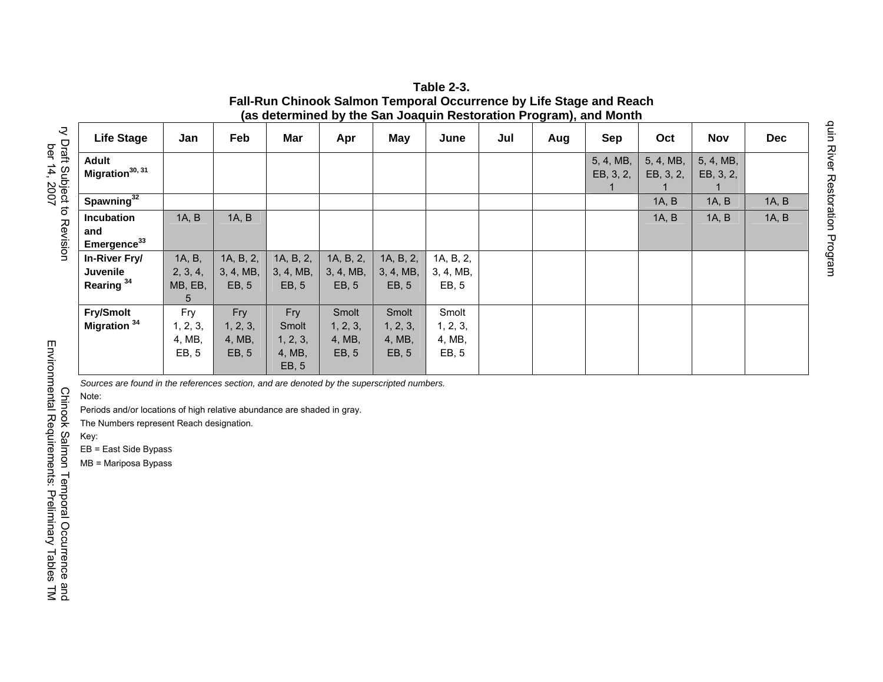**Table 2-3.**
**Fall-Run Chinook Salmon Temporal Occurrence by Life Stage and Reach (as determined by the San Joaquin Restoration Program), and Month**

| Life Stage | Jan | Feb | Mar | Apr | May | June | Jul | Aug | Sep | Oct | Nov | Dec |
|---|---|---|---|---|---|---|---|---|---|---|---|---|
| **Adult Migration**[30, 31] | | | | | | | | | 5, 4, MB, EB, 3, 2, 1 | 5, 4, MB, EB, 3, 2, 1 | 5, 4, MB, EB, 3, 2, 1 | |
| **Spawning**[32] | | | | | | | | | | 1A, B | 1A, B | 1A, B |
| **Incubation and Emergence**[33] | 1A, B | 1A, B | | | | | | | | 1A, B | 1A, B | 1A, B |
| **In-River Fry/ Juvenile Rearing** [34] | 1A, B, 2, 3, 4, MB, EB, 5 | 1A, B, 2, 3, 4, MB, EB, 5 | 1A, B, 2, 3, 4, MB, EB, 5 | 1A, B, 2, 3, 4, MB, EB, 5 | 1A, B, 2, 3, 4, MB, EB, 5 | 1A, B, 2, 3, 4, MB, EB, 5 | | | | | | |
| **Fry/Smolt Migration** [34] | Fry 1, 2, 3, 4, MB, EB, 5 | Fry 1, 2, 3, 4, MB, EB, 5 | Fry Smolt 1, 2, 3, 4, MB, EB, 5 | Smolt 1, 2, 3, 4, MB, EB, 5 | Smolt 1, 2, 3, 4, MB, EB, 5 | Smolt 1, 2, 3, 4, MB, EB, 5 | | | | | | |

*Sources are found in the references section, and are denoted by the superscripted numbers.*

Note:

Periods and/or locations of high relative abundance are shaded in gray.

The Numbers represent Reach designation.

Key:

EB = East Side Bypass

MB = Mariposa Bypass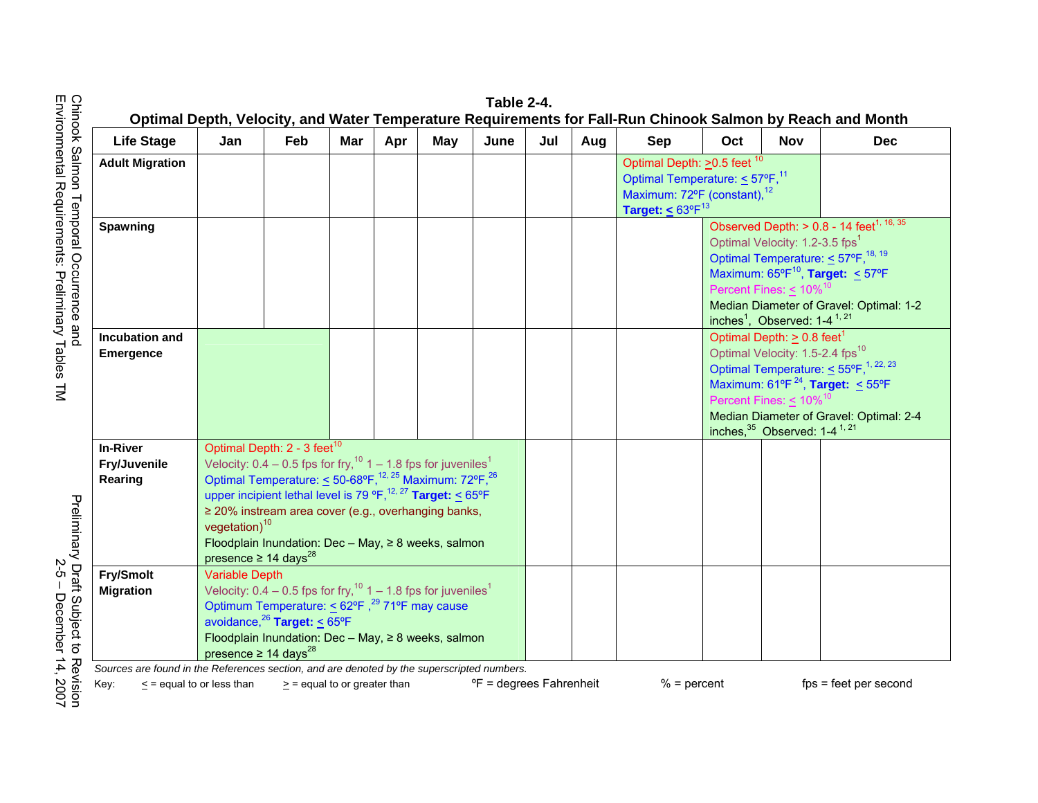**Table 2-4.**
**Optimal Depth, Velocity, and Water Temperature Requirements for Fall-Run Chinook Salmon by Reach and Month**

| Life Stage | Jan | Feb | Mar | Apr | May | June | Jul | Aug | Sep | Oct | Nov | Dec |
|---|---|---|---|---|---|---|---|---|---|---|---|---|
| **Adult Migration** | | | | | | | | | Optimal Depth: ≥0.5 feet [10] Optimal Temperature: ≤ 57ºF,[11] Maximum: 72ºF (constant),[12] **Target:** ≤ 63ºF[13] | | | |
| **Spawning** | | | | | | | | | | Observed Depth: > 0.8 - 14 feet[1, 16, 35] Optimal Velocity: 1.2-3.5 fps[1] Optimal Temperature: ≤ 57ºF,[18, 19] Maximum: 65ºF[10], **Target:** ≤ 57ºF Percent Fines: ≤ 10%[10] Median Diameter of Gravel: Optimal: 1-2 inches[1], Observed: 1-4 [1, 21] | | |
| **Incubation and Emergence** | | | | | | | | | | Optimal Depth: ≥ 0.8 feet[1] Optimal Velocity: 1.5-2.4 fps[10] Optimal Temperature: ≤ 55ºF,[1, 22, 23] Maximum: 61ºF [24], **Target:** ≤ 55ºF Percent Fines: ≤ 10%[10] Median Diameter of Gravel: Optimal: 2-4 inches,[35] Observed: 1-4 [1, 21] | | |
| **In-River Fry/Juvenile Rearing** | Optimal Depth: 2 - 3 feet[10] Velocity: 0.4 – 0.5 fps for fry,[10] 1 – 1.8 fps for juveniles[1] Optimal Temperature: ≤ 50-68ºF,[12, 25] Maximum: 72ºF,[26] upper incipient lethal level is 79 ºF,[12, 27] **Target:** ≤ 65ºF ≥ 20% instream area cover (e.g., overhanging banks, vegetation)[10] Floodplain Inundation: Dec – May, ≥ 8 weeks, salmon presence ≥ 14 days[28] | | | | | | | | | | | |
| **Fry/Smolt Migration** | Variable Depth Velocity: 0.4 – 0.5 fps for fry,[10] 1 – 1.8 fps for juveniles[1] Optimum Temperature: ≤ 62ºF ,[29] 71ºF may cause avoidance,[26] **Target:** ≤ 65ºF Floodplain Inundation: Dec – May, ≥ 8 weeks, salmon presence ≥ 14 days[28] | | | | | | | | | | | |

*Sources are found in the References section, and are denoted by the superscripted numbers.*

Key: ≤ = equal to or less than ≥ = equal to or greater than ºF = degrees Fahrenheit % = percent fps = feet per second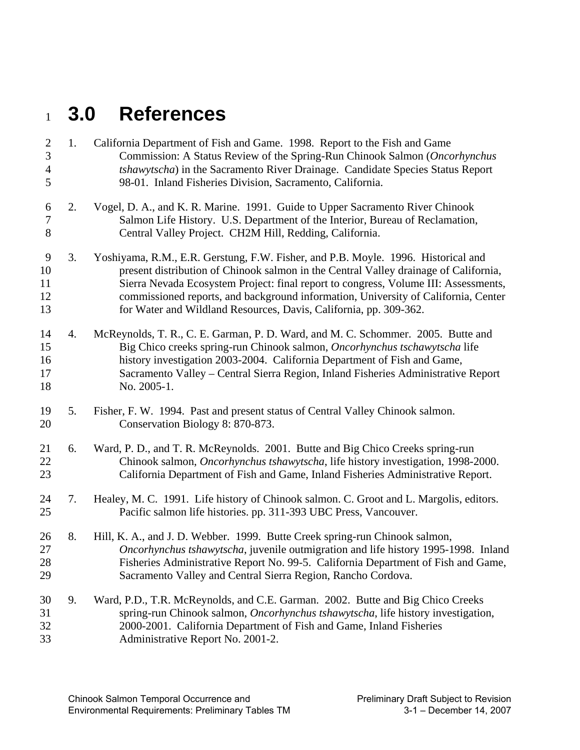# 3.0 References

1. California Department of Fish and Game. 1998. Report to the Fish and Game Commission: A Status Review of the Spring-Run Chinook Salmon (*Oncorhynchus tshawytscha*) in the Sacramento River Drainage. Candidate Species Status Report 98-01. Inland Fisheries Division, Sacramento, California.

2. Vogel, D. A., and K. R. Marine. 1991. Guide to Upper Sacramento River Chinook Salmon Life History. U.S. Department of the Interior, Bureau of Reclamation, Central Valley Project. CH2M Hill, Redding, California.

3. Yoshiyama, R.M., E.R. Gerstung, F.W. Fisher, and P.B. Moyle. 1996. Historical and present distribution of Chinook salmon in the Central Valley drainage of California, Sierra Nevada Ecosystem Project: final report to congress, Volume III: Assessments, commissioned reports, and background information, University of California, Center for Water and Wildland Resources, Davis, California, pp. 309-362.

4. McReynolds, T. R., C. E. Garman, P. D. Ward, and M. C. Schommer. 2005. Butte and Big Chico creeks spring-run Chinook salmon, *Oncorhynchus tschawytscha* life history investigation 2003-2004. California Department of Fish and Game, Sacramento Valley – Central Sierra Region, Inland Fisheries Administrative Report No. 2005-1.

5. Fisher, F. W. 1994. Past and present status of Central Valley Chinook salmon. Conservation Biology 8: 870-873.

6. Ward, P. D., and T. R. McReynolds. 2001. Butte and Big Chico Creeks spring-run Chinook salmon, *Oncorhynchus tshawytscha*, life history investigation, 1998-2000. California Department of Fish and Game, Inland Fisheries Administrative Report.

7. Healey, M. C. 1991. Life history of Chinook salmon. C. Groot and L. Margolis, editors. Pacific salmon life histories. pp. 311-393 UBC Press, Vancouver.

8. Hill, K. A., and J. D. Webber. 1999. Butte Creek spring-run Chinook salmon, *Oncorhynchus tshawytscha*, juvenile outmigration and life history 1995-1998. Inland Fisheries Administrative Report No. 99-5. California Department of Fish and Game, Sacramento Valley and Central Sierra Region, Rancho Cordova.

9. Ward, P.D., T.R. McReynolds, and C.E. Garman. 2002. Butte and Big Chico Creeks spring-run Chinook salmon, *Oncorhynchus tshawytscha*, life history investigation, 2000-2001. California Department of Fish and Game, Inland Fisheries Administrative Report No. 2001-2.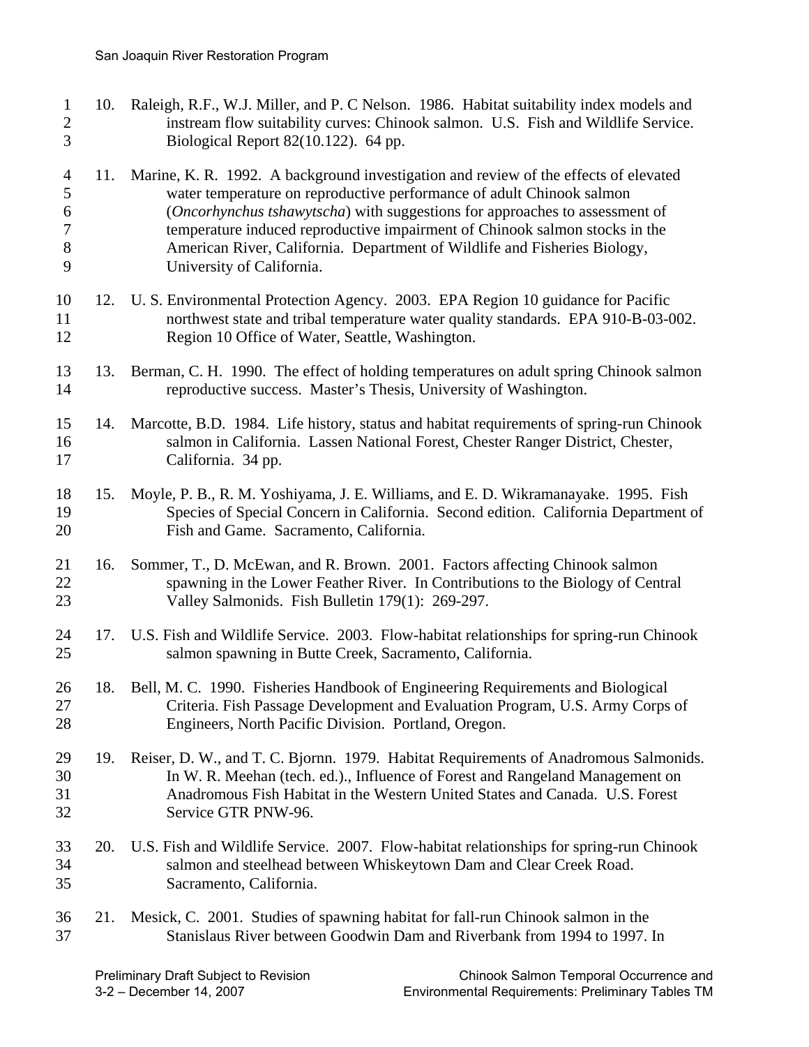10. Raleigh, R.F., W.J. Miller, and P. C Nelson. 1986. Habitat suitability index models and instream flow suitability curves: Chinook salmon. U.S. Fish and Wildlife Service. Biological Report 82(10.122). 64 pp.

11. Marine, K. R. 1992. A background investigation and review of the effects of elevated water temperature on reproductive performance of adult Chinook salmon (*Oncorhynchus tshawytscha*) with suggestions for approaches to assessment of temperature induced reproductive impairment of Chinook salmon stocks in the American River, California. Department of Wildlife and Fisheries Biology, University of California.

12. U. S. Environmental Protection Agency. 2003. EPA Region 10 guidance for Pacific northwest state and tribal temperature water quality standards. EPA 910-B-03-002. Region 10 Office of Water, Seattle, Washington.

13. Berman, C. H. 1990. The effect of holding temperatures on adult spring Chinook salmon reproductive success. Master's Thesis, University of Washington.

14. Marcotte, B.D. 1984. Life history, status and habitat requirements of spring-run Chinook salmon in California. Lassen National Forest, Chester Ranger District, Chester, California. 34 pp.

15. Moyle, P. B., R. M. Yoshiyama, J. E. Williams, and E. D. Wikramanayake. 1995. Fish Species of Special Concern in California. Second edition. California Department of Fish and Game. Sacramento, California.

16. Sommer, T., D. McEwan, and R. Brown. 2001. Factors affecting Chinook salmon spawning in the Lower Feather River. In Contributions to the Biology of Central Valley Salmonids. Fish Bulletin 179(1): 269-297.

17. U.S. Fish and Wildlife Service. 2003. Flow-habitat relationships for spring-run Chinook salmon spawning in Butte Creek, Sacramento, California.

18. Bell, M. C. 1990. Fisheries Handbook of Engineering Requirements and Biological Criteria. Fish Passage Development and Evaluation Program, U.S. Army Corps of Engineers, North Pacific Division. Portland, Oregon.

19. Reiser, D. W., and T. C. Bjornn. 1979. Habitat Requirements of Anadromous Salmonids. In W. R. Meehan (tech. ed.)., Influence of Forest and Rangeland Management on Anadromous Fish Habitat in the Western United States and Canada. U.S. Forest Service GTR PNW-96.

20. U.S. Fish and Wildlife Service. 2007. Flow-habitat relationships for spring-run Chinook salmon and steelhead between Whiskeytown Dam and Clear Creek Road. Sacramento, California.

21. Mesick, C. 2001. Studies of spawning habitat for fall-run Chinook salmon in the Stanislaus River between Goodwin Dam and Riverbank from 1994 to 1997. In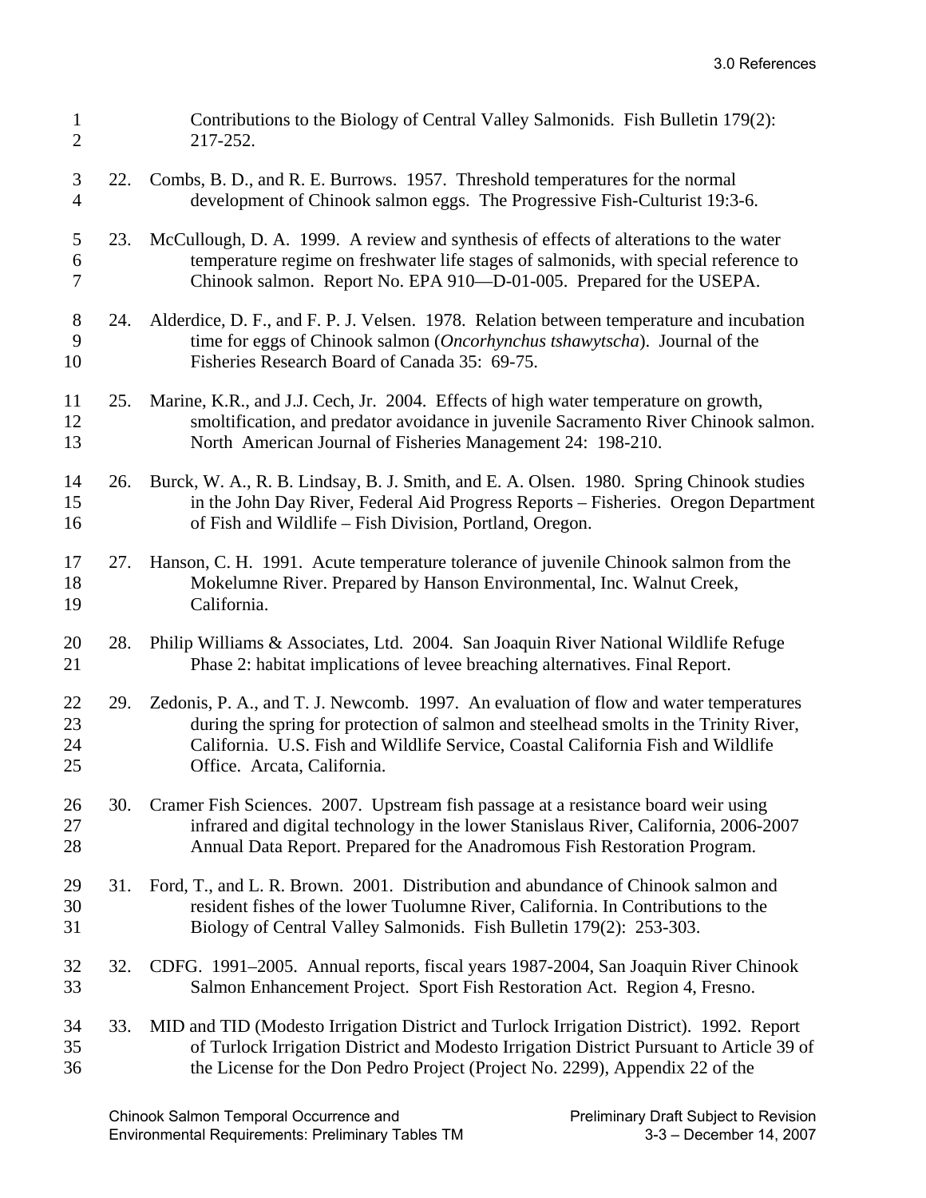Contributions to the Biology of Central Valley Salmonids. Fish Bulletin 179(2): 217-252.

22. Combs, B. D., and R. E. Burrows. 1957. Threshold temperatures for the normal development of Chinook salmon eggs. The Progressive Fish-Culturist 19:3-6.

23. McCullough, D. A. 1999. A review and synthesis of effects of alterations to the water temperature regime on freshwater life stages of salmonids, with special reference to Chinook salmon. Report No. EPA 910—D-01-005. Prepared for the USEPA.

24. Alderdice, D. F., and F. P. J. Velsen. 1978. Relation between temperature and incubation time for eggs of Chinook salmon (*Oncorhynchus tshawytscha*). Journal of the Fisheries Research Board of Canada 35: 69-75.

25. Marine, K.R., and J.J. Cech, Jr. 2004. Effects of high water temperature on growth, smoltification, and predator avoidance in juvenile Sacramento River Chinook salmon. North American Journal of Fisheries Management 24: 198-210.

26. Burck, W. A., R. B. Lindsay, B. J. Smith, and E. A. Olsen. 1980. Spring Chinook studies in the John Day River, Federal Aid Progress Reports – Fisheries. Oregon Department of Fish and Wildlife – Fish Division, Portland, Oregon.

27. Hanson, C. H. 1991. Acute temperature tolerance of juvenile Chinook salmon from the Mokelumne River. Prepared by Hanson Environmental, Inc. Walnut Creek, California.

28. Philip Williams & Associates, Ltd. 2004. San Joaquin River National Wildlife Refuge Phase 2: habitat implications of levee breaching alternatives. Final Report.

29. Zedonis, P. A., and T. J. Newcomb. 1997. An evaluation of flow and water temperatures during the spring for protection of salmon and steelhead smolts in the Trinity River, California. U.S. Fish and Wildlife Service, Coastal California Fish and Wildlife Office. Arcata, California.

30. Cramer Fish Sciences. 2007. Upstream fish passage at a resistance board weir using infrared and digital technology in the lower Stanislaus River, California, 2006-2007 Annual Data Report. Prepared for the Anadromous Fish Restoration Program.

31. Ford, T., and L. R. Brown. 2001. Distribution and abundance of Chinook salmon and resident fishes of the lower Tuolumne River, California. In Contributions to the Biology of Central Valley Salmonids. Fish Bulletin 179(2): 253-303.

32. CDFG. 1991–2005. Annual reports, fiscal years 1987-2004, San Joaquin River Chinook Salmon Enhancement Project. Sport Fish Restoration Act. Region 4, Fresno.

33. MID and TID (Modesto Irrigation District and Turlock Irrigation District). 1992. Report of Turlock Irrigation District and Modesto Irrigation District Pursuant to Article 39 of the License for the Don Pedro Project (Project No. 2299), Appendix 22 of the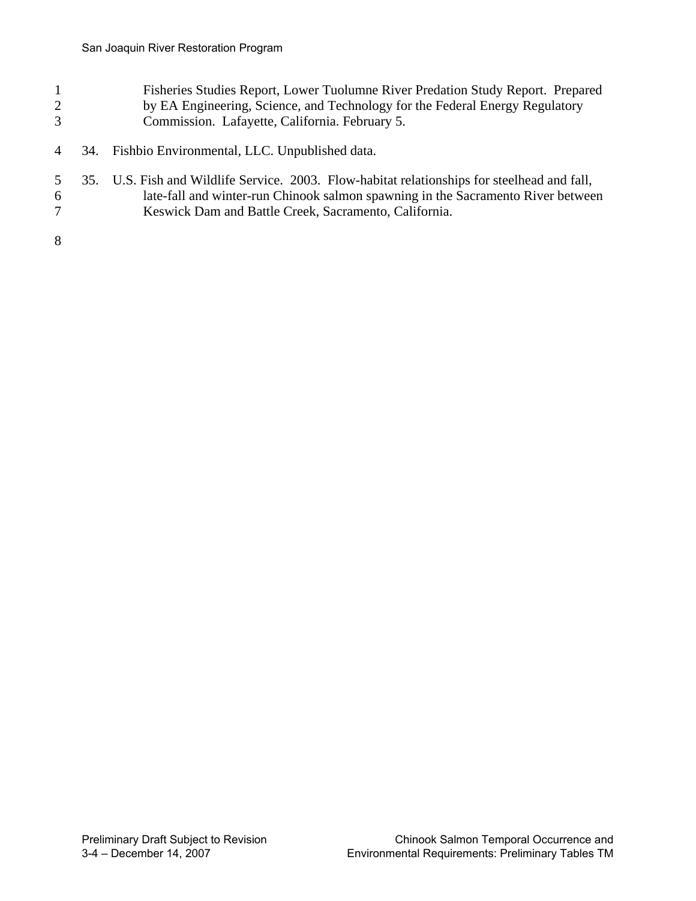Fisheries Studies Report, Lower Tuolumne River Predation Study Report. Prepared by EA Engineering, Science, and Technology for the Federal Energy Regulatory Commission. Lafayette, California. February 5.

34. Fishbio Environmental, LLC. Unpublished data.

35. U.S. Fish and Wildlife Service. 2003. Flow-habitat relationships for steelhead and fall, late-fall and winter-run Chinook salmon spawning in the Sacramento River between Keswick Dam and Battle Creek, Sacramento, California.